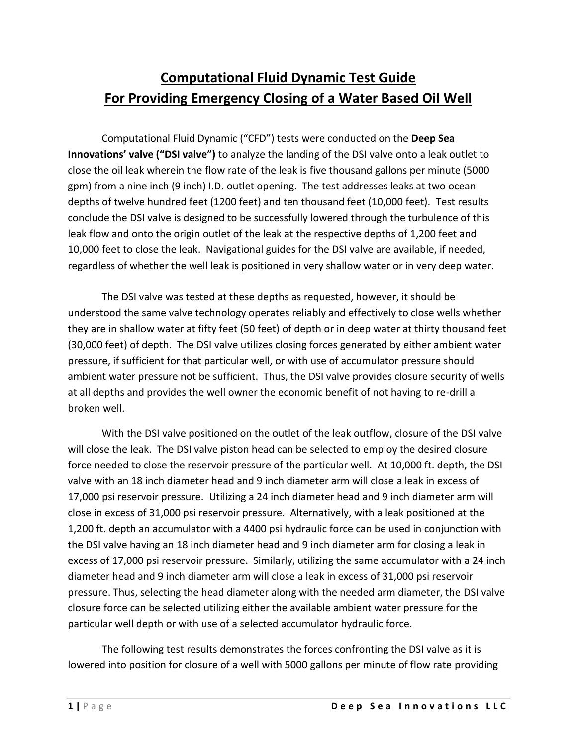# Computational Fluid Dynamic Test Guide
# For Providing Emergency Closing of a Water Based Oil Well

Computational Fluid Dynamic ("CFD") tests were conducted on the **Deep Sea Innovations' valve ("DSI valve")** to analyze the landing of the DSI valve onto a leak outlet to close the oil leak wherein the flow rate of the leak is five thousand gallons per minute (5000 gpm) from a nine inch (9 inch) I.D. outlet opening. The test addresses leaks at two ocean depths of twelve hundred feet (1200 feet) and ten thousand feet (10,000 feet). Test results conclude the DSI valve is designed to be successfully lowered through the turbulence of this leak flow and onto the origin outlet of the leak at the respective depths of 1,200 feet and 10,000 feet to close the leak. Navigational guides for the DSI valve are available, if needed, regardless of whether the well leak is positioned in very shallow water or in very deep water.

The DSI valve was tested at these depths as requested, however, it should be understood the same valve technology operates reliably and effectively to close wells whether they are in shallow water at fifty feet (50 feet) of depth or in deep water at thirty thousand feet (30,000 feet) of depth. The DSI valve utilizes closing forces generated by either ambient water pressure, if sufficient for that particular well, or with use of accumulator pressure should ambient water pressure not be sufficient. Thus, the DSI valve provides closure security of wells at all depths and provides the well owner the economic benefit of not having to re-drill a broken well.

With the DSI valve positioned on the outlet of the leak outflow, closure of the DSI valve will close the leak. The DSI valve piston head can be selected to employ the desired closure force needed to close the reservoir pressure of the particular well. At 10,000 ft. depth, the DSI valve with an 18 inch diameter head and 9 inch diameter arm will close a leak in excess of 17,000 psi reservoir pressure. Utilizing a 24 inch diameter head and 9 inch diameter arm will close in excess of 31,000 psi reservoir pressure. Alternatively, with a leak positioned at the 1,200 ft. depth an accumulator with a 4400 psi hydraulic force can be used in conjunction with the DSI valve having an 18 inch diameter head and 9 inch diameter arm for closing a leak in excess of 17,000 psi reservoir pressure. Similarly, utilizing the same accumulator with a 24 inch diameter head and 9 inch diameter arm will close a leak in excess of 31,000 psi reservoir pressure. Thus, selecting the head diameter along with the needed arm diameter, the DSI valve closure force can be selected utilizing either the available ambient water pressure for the particular well depth or with use of a selected accumulator hydraulic force.

The following test results demonstrates the forces confronting the DSI valve as it is lowered into position for closure of a well with 5000 gallons per minute of flow rate providing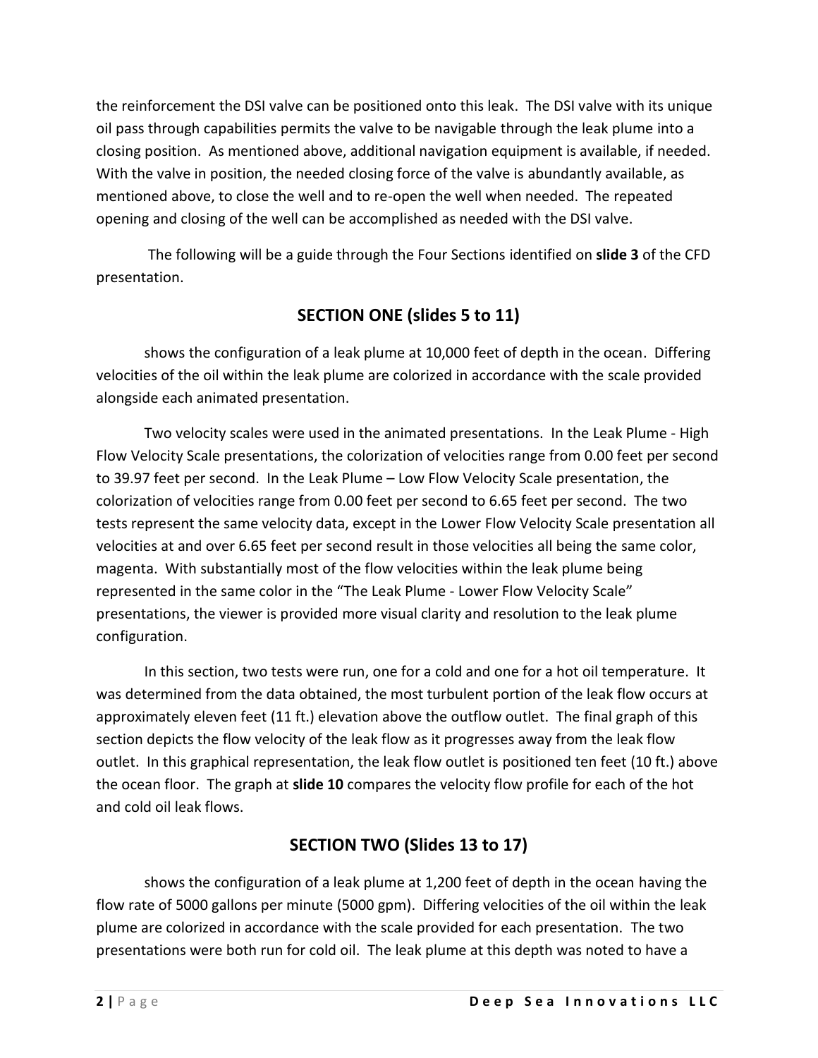the reinforcement the DSI valve can be positioned onto this leak. The DSI valve with its unique oil pass through capabilities permits the valve to be navigable through the leak plume into a closing position. As mentioned above, additional navigation equipment is available, if needed. With the valve in position, the needed closing force of the valve is abundantly available, as mentioned above, to close the well and to re-open the well when needed. The repeated opening and closing of the well can be accomplished as needed with the DSI valve.

The following will be a guide through the Four Sections identified on **slide 3** of the CFD presentation.

## SECTION ONE (slides 5 to 11)

shows the configuration of a leak plume at 10,000 feet of depth in the ocean. Differing velocities of the oil within the leak plume are colorized in accordance with the scale provided alongside each animated presentation.

Two velocity scales were used in the animated presentations. In the Leak Plume - High Flow Velocity Scale presentations, the colorization of velocities range from 0.00 feet per second to 39.97 feet per second. In the Leak Plume – Low Flow Velocity Scale presentation, the colorization of velocities range from 0.00 feet per second to 6.65 feet per second. The two tests represent the same velocity data, except in the Lower Flow Velocity Scale presentation all velocities at and over 6.65 feet per second result in those velocities all being the same color, magenta. With substantially most of the flow velocities within the leak plume being represented in the same color in the "The Leak Plume - Lower Flow Velocity Scale" presentations, the viewer is provided more visual clarity and resolution to the leak plume configuration.

In this section, two tests were run, one for a cold and one for a hot oil temperature. It was determined from the data obtained, the most turbulent portion of the leak flow occurs at approximately eleven feet (11 ft.) elevation above the outflow outlet. The final graph of this section depicts the flow velocity of the leak flow as it progresses away from the leak flow outlet. In this graphical representation, the leak flow outlet is positioned ten feet (10 ft.) above the ocean floor. The graph at **slide 10** compares the velocity flow profile for each of the hot and cold oil leak flows.

## SECTION TWO (Slides 13 to 17)

shows the configuration of a leak plume at 1,200 feet of depth in the ocean having the flow rate of 5000 gallons per minute (5000 gpm). Differing velocities of the oil within the leak plume are colorized in accordance with the scale provided for each presentation. The two presentations were both run for cold oil. The leak plume at this depth was noted to have a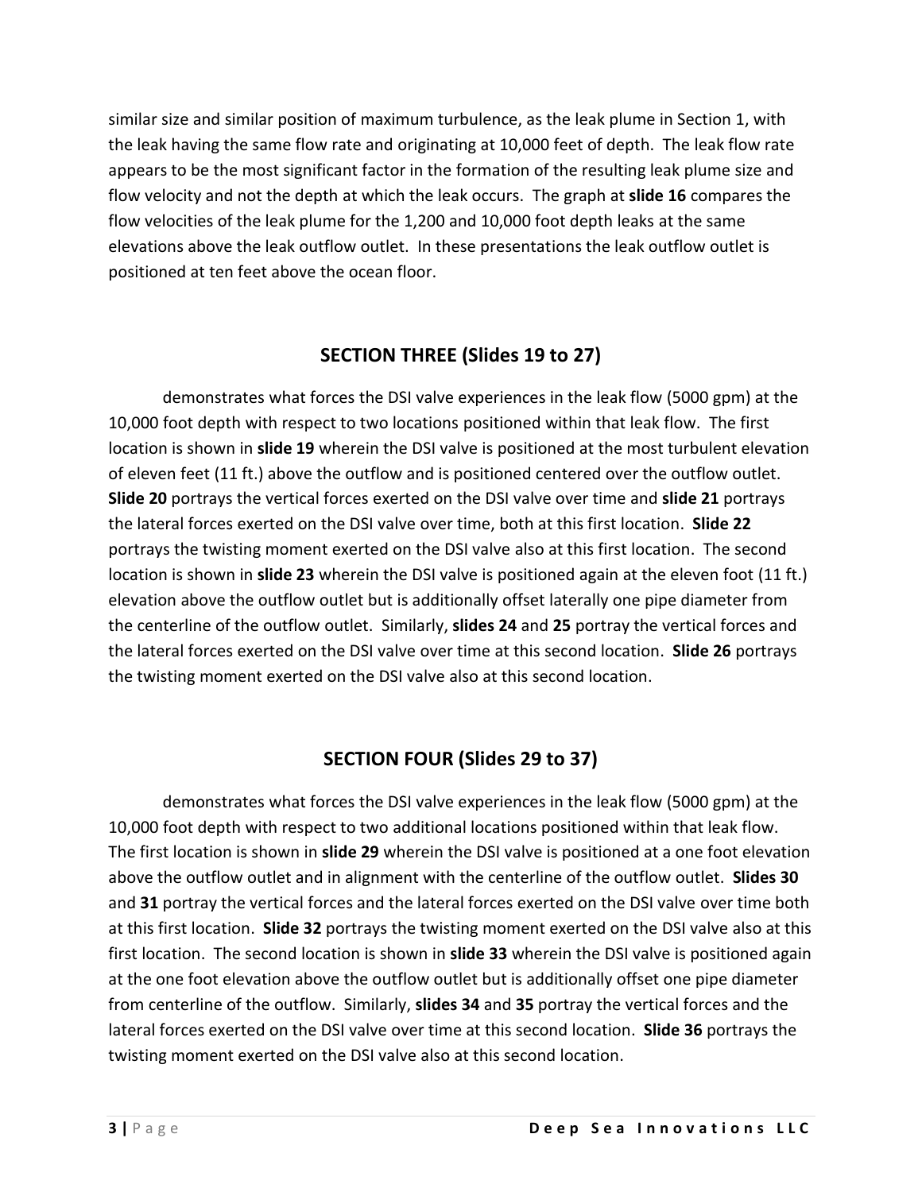similar size and similar position of maximum turbulence, as the leak plume in Section 1, with the leak having the same flow rate and originating at 10,000 feet of depth. The leak flow rate appears to be the most significant factor in the formation of the resulting leak plume size and flow velocity and not the depth at which the leak occurs. The graph at **slide 16** compares the flow velocities of the leak plume for the 1,200 and 10,000 foot depth leaks at the same elevations above the leak outflow outlet. In these presentations the leak outflow outlet is positioned at ten feet above the ocean floor.

## SECTION THREE (Slides 19 to 27)

demonstrates what forces the DSI valve experiences in the leak flow (5000 gpm) at the 10,000 foot depth with respect to two locations positioned within that leak flow. The first location is shown in **slide 19** wherein the DSI valve is positioned at the most turbulent elevation of eleven feet (11 ft.) above the outflow and is positioned centered over the outflow outlet. **Slide 20** portrays the vertical forces exerted on the DSI valve over time and **slide 21** portrays the lateral forces exerted on the DSI valve over time, both at this first location. **Slide 22** portrays the twisting moment exerted on the DSI valve also at this first location. The second location is shown in **slide 23** wherein the DSI valve is positioned again at the eleven foot (11 ft.) elevation above the outflow outlet but is additionally offset laterally one pipe diameter from the centerline of the outflow outlet. Similarly, **slides 24** and **25** portray the vertical forces and the lateral forces exerted on the DSI valve over time at this second location. **Slide 26** portrays the twisting moment exerted on the DSI valve also at this second location.

## SECTION FOUR (Slides 29 to 37)

demonstrates what forces the DSI valve experiences in the leak flow (5000 gpm) at the 10,000 foot depth with respect to two additional locations positioned within that leak flow. The first location is shown in **slide 29** wherein the DSI valve is positioned at a one foot elevation above the outflow outlet and in alignment with the centerline of the outflow outlet. **Slides 30** and **31** portray the vertical forces and the lateral forces exerted on the DSI valve over time both at this first location. **Slide 32** portrays the twisting moment exerted on the DSI valve also at this first location. The second location is shown in **slide 33** wherein the DSI valve is positioned again at the one foot elevation above the outflow outlet but is additionally offset one pipe diameter from centerline of the outflow. Similarly, **slides 34** and **35** portray the vertical forces and the lateral forces exerted on the DSI valve over time at this second location. **Slide 36** portrays the twisting moment exerted on the DSI valve also at this second location.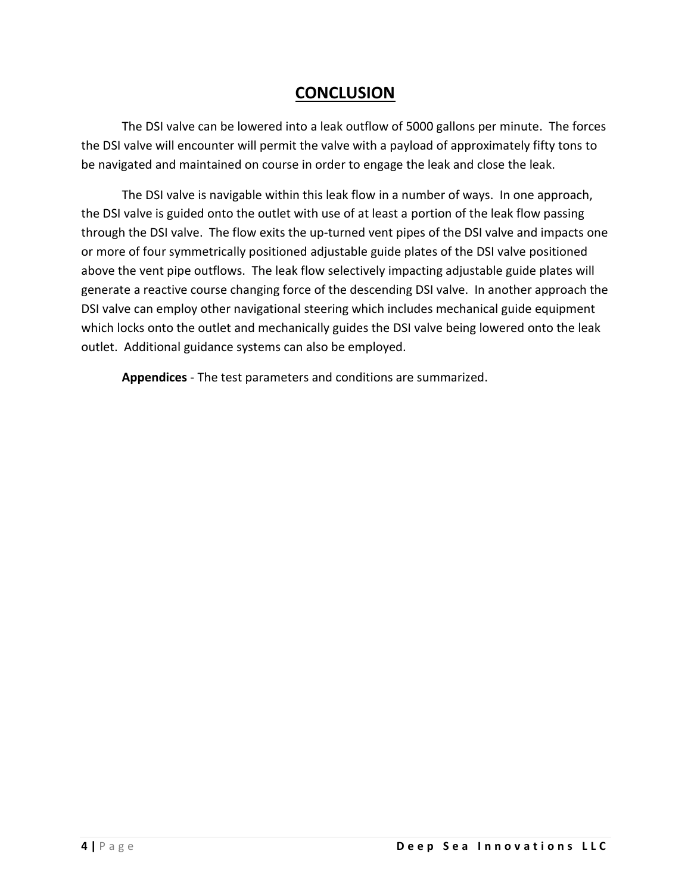# CONCLUSION

The DSI valve can be lowered into a leak outflow of 5000 gallons per minute. The forces the DSI valve will encounter will permit the valve with a payload of approximately fifty tons to be navigated and maintained on course in order to engage the leak and close the leak.

The DSI valve is navigable within this leak flow in a number of ways. In one approach, the DSI valve is guided onto the outlet with use of at least a portion of the leak flow passing through the DSI valve. The flow exits the up-turned vent pipes of the DSI valve and impacts one or more of four symmetrically positioned adjustable guide plates of the DSI valve positioned above the vent pipe outflows. The leak flow selectively impacting adjustable guide plates will generate a reactive course changing force of the descending DSI valve. In another approach the DSI valve can employ other navigational steering which includes mechanical guide equipment which locks onto the outlet and mechanically guides the DSI valve being lowered onto the leak outlet. Additional guidance systems can also be employed.

**Appendices** - The test parameters and conditions are summarized.